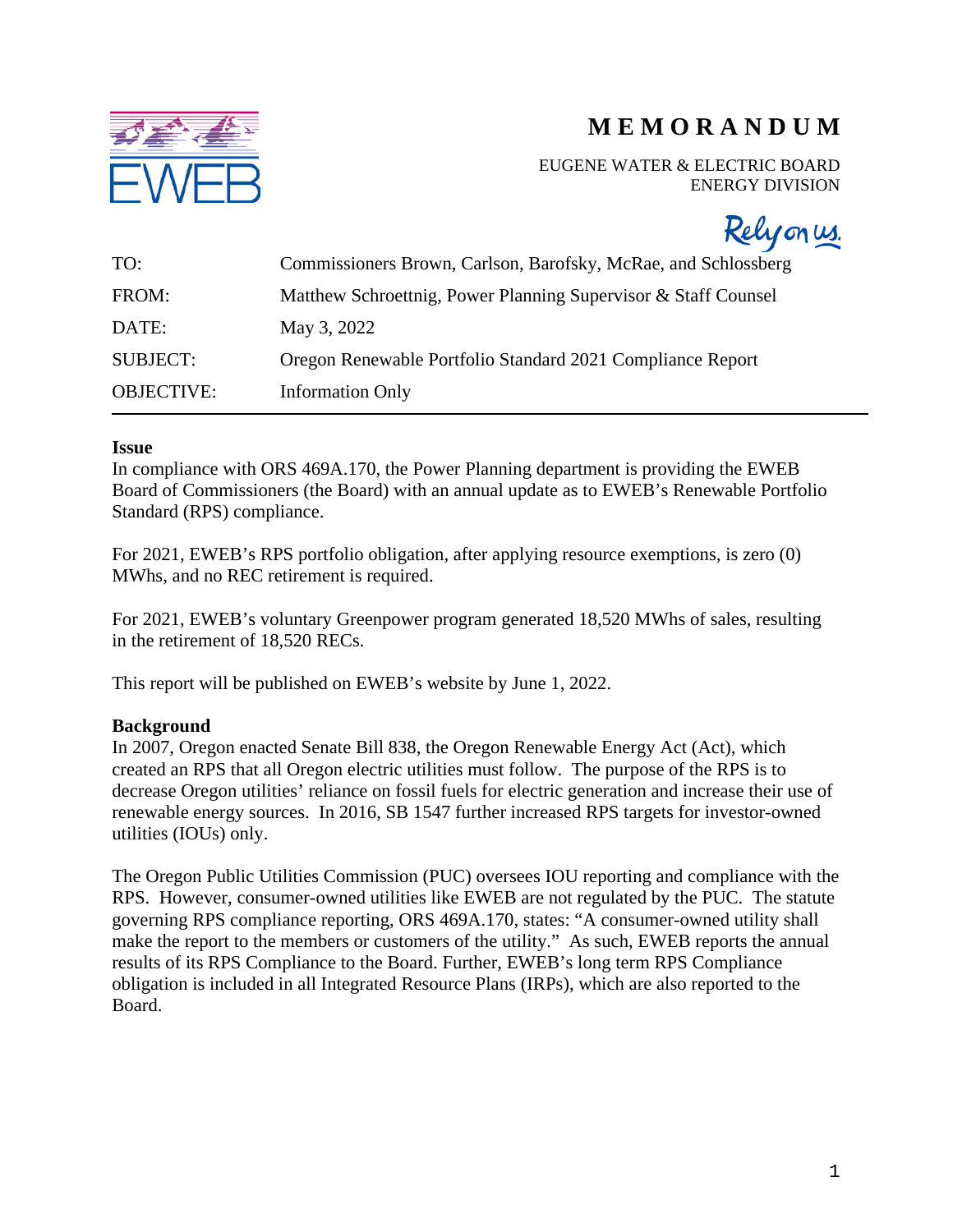# MEMORANDUM

EUGENE WATER & ELECTRIC BOARD
ENERGY DIVISION

| | |
|---|---|
| TO: | Commissioners Brown, Carlson, Barofsky, McRae, and Schlossberg |
| FROM: | Matthew Schroettnig, Power Planning Supervisor & Staff Counsel |
| DATE: | May 3, 2022 |
| SUBJECT: | Oregon Renewable Portfolio Standard 2021 Compliance Report |
| OBJECTIVE: | Information Only |

---

**Issue**

In compliance with ORS 469A.170, the Power Planning department is providing the EWEB Board of Commissioners (the Board) with an annual update as to EWEB's Renewable Portfolio Standard (RPS) compliance.

For 2021, EWEB's RPS portfolio obligation, after applying resource exemptions, is zero (0) MWhs, and no REC retirement is required.

For 2021, EWEB's voluntary Greenpower program generated 18,520 MWhs of sales, resulting in the retirement of 18,520 RECs.

This report will be published on EWEB's website by June 1, 2022.

**Background**

In 2007, Oregon enacted Senate Bill 838, the Oregon Renewable Energy Act (Act), which created an RPS that all Oregon electric utilities must follow. The purpose of the RPS is to decrease Oregon utilities' reliance on fossil fuels for electric generation and increase their use of renewable energy sources. In 2016, SB 1547 further increased RPS targets for investor-owned utilities (IOUs) only.

The Oregon Public Utilities Commission (PUC) oversees IOU reporting and compliance with the RPS. However, consumer-owned utilities like EWEB are not regulated by the PUC. The statute governing RPS compliance reporting, ORS 469A.170, states: "A consumer-owned utility shall make the report to the members or customers of the utility." As such, EWEB reports the annual results of its RPS Compliance to the Board. Further, EWEB's long term RPS Compliance obligation is included in all Integrated Resource Plans (IRPs), which are also reported to the Board.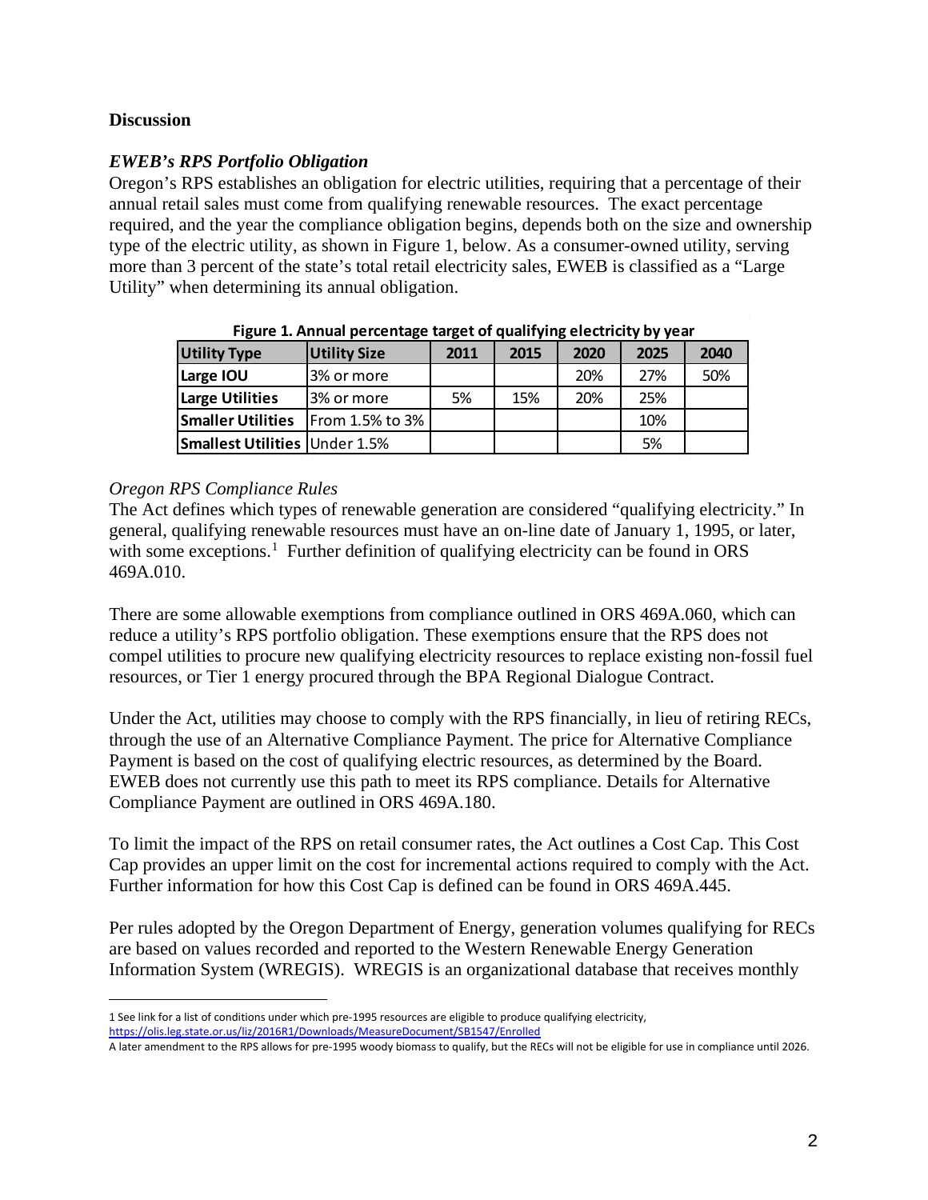**Discussion**

***EWEB's RPS Portfolio Obligation***

Oregon's RPS establishes an obligation for electric utilities, requiring that a percentage of their annual retail sales must come from qualifying renewable resources. The exact percentage required, and the year the compliance obligation begins, depends both on the size and ownership type of the electric utility, as shown in Figure 1, below. As a consumer-owned utility, serving more than 3 percent of the state's total retail electricity sales, EWEB is classified as a "Large Utility" when determining its annual obligation.

**Figure 1. Annual percentage target of qualifying electricity by year**

| Utility Type | Utility Size | 2011 | 2015 | 2020 | 2025 | 2040 |
|---|---|---|---|---|---|---|
| Large IOU | 3% or more | | | 20% | 27% | 50% |
| Large Utilities | 3% or more | 5% | 15% | 20% | 25% | |
| Smaller Utilities | From 1.5% to 3% | | | | 10% | |
| Smallest Utilities | Under 1.5% | | | | 5% | |

*Oregon RPS Compliance Rules*

The Act defines which types of renewable generation are considered "qualifying electricity." In general, qualifying renewable resources must have an on-line date of January 1, 1995, or later, with some exceptions.[1] Further definition of qualifying electricity can be found in ORS 469A.010.

There are some allowable exemptions from compliance outlined in ORS 469A.060, which can reduce a utility's RPS portfolio obligation. These exemptions ensure that the RPS does not compel utilities to procure new qualifying electricity resources to replace existing non-fossil fuel resources, or Tier 1 energy procured through the BPA Regional Dialogue Contract.

Under the Act, utilities may choose to comply with the RPS financially, in lieu of retiring RECs, through the use of an Alternative Compliance Payment. The price for Alternative Compliance Payment is based on the cost of qualifying electric resources, as determined by the Board. EWEB does not currently use this path to meet its RPS compliance. Details for Alternative Compliance Payment are outlined in ORS 469A.180.

To limit the impact of the RPS on retail consumer rates, the Act outlines a Cost Cap. This Cost Cap provides an upper limit on the cost for incremental actions required to comply with the Act. Further information for how this Cost Cap is defined can be found in ORS 469A.445.

Per rules adopted by the Oregon Department of Energy, generation volumes qualifying for RECs are based on values recorded and reported to the Western Renewable Energy Generation Information System (WREGIS). WREGIS is an organizational database that receives monthly

---

1 See link for a list of conditions under which pre-1995 resources are eligible to produce qualifying electricity, https://olis.leg.state.or.us/liz/2016R1/Downloads/MeasureDocument/SB1547/Enrolled

A later amendment to the RPS allows for pre-1995 woody biomass to qualify, but the RECs will not be eligible for use in compliance until 2026.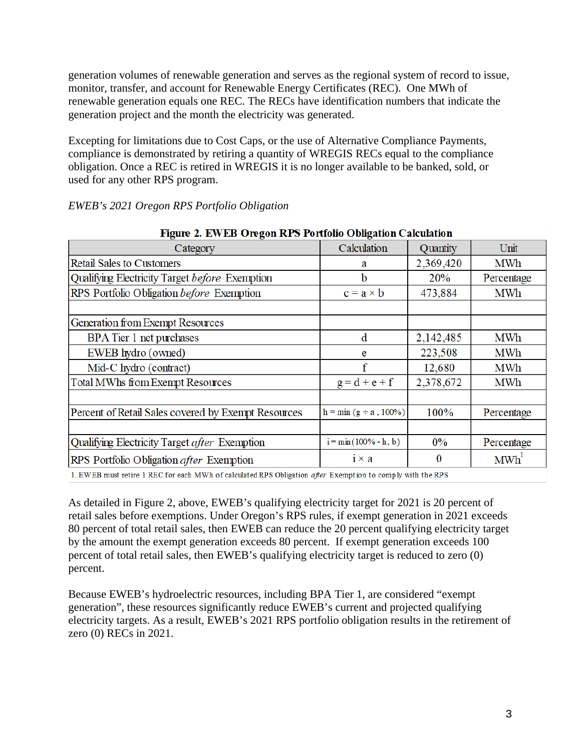generation volumes of renewable generation and serves as the regional system of record to issue, monitor, transfer, and account for Renewable Energy Certificates (REC). One MWh of renewable generation equals one REC. The RECs have identification numbers that indicate the generation project and the month the electricity was generated.

Excepting for limitations due to Cost Caps, or the use of Alternative Compliance Payments, compliance is demonstrated by retiring a quantity of WREGIS RECs equal to the compliance obligation. Once a REC is retired in WREGIS it is no longer available to be banked, sold, or used for any other RPS program.

*EWEB's 2021 Oregon RPS Portfolio Obligation*

**Figure 2. EWEB Oregon RPS Portfolio Obligation Calculation**

| Category | Calculation | Quantity | Unit |
|---|---|---|---|
| Retail Sales to Customers | a | 2,369,420 | MWh |
| Qualifying Electricity Target *before* Exemption | b | 20% | Percentage |
| RPS Portfolio Obligation *before* Exemption | $c = a \times b$ | 473,884 | MWh |
| | | | |
| Generation from Exempt Resources | | | |
| BPA Tier 1 net purchases | d | 2,142,485 | MWh |
| EWEB hydro (owned) | e | 223,508 | MWh |
| Mid-C hydro (contract) | f | 12,680 | MWh |
| Total MWhs from Exempt Resources | $g = d + e + f$ | 2,378,672 | MWh |
| | | | |
| Percent of Retail Sales covered by Exempt Resources | $h = \min(g \div a, 100\%)$ | 100% | Percentage |
| | | | |
| Qualifying Electricity Target *after* Exemption | $i = \min(100\% - h, b)$ | 0% | Percentage |
| RPS Portfolio Obligation *after* Exemption | $i \times a$ | 0 | MWh[1] |

1. EWEB must retire 1 REC for each MWh of calculated RPS Obligation *after* Exemption to comply with the RPS

As detailed in Figure 2, above, EWEB's qualifying electricity target for 2021 is 20 percent of retail sales before exemptions. Under Oregon's RPS rules, if exempt generation in 2021 exceeds 80 percent of total retail sales, then EWEB can reduce the 20 percent qualifying electricity target by the amount the exempt generation exceeds 80 percent. If exempt generation exceeds 100 percent of total retail sales, then EWEB's qualifying electricity target is reduced to zero (0) percent.

Because EWEB's hydroelectric resources, including BPA Tier 1, are considered "exempt generation", these resources significantly reduce EWEB's current and projected qualifying electricity targets. As a result, EWEB's 2021 RPS portfolio obligation results in the retirement of zero (0) RECs in 2021.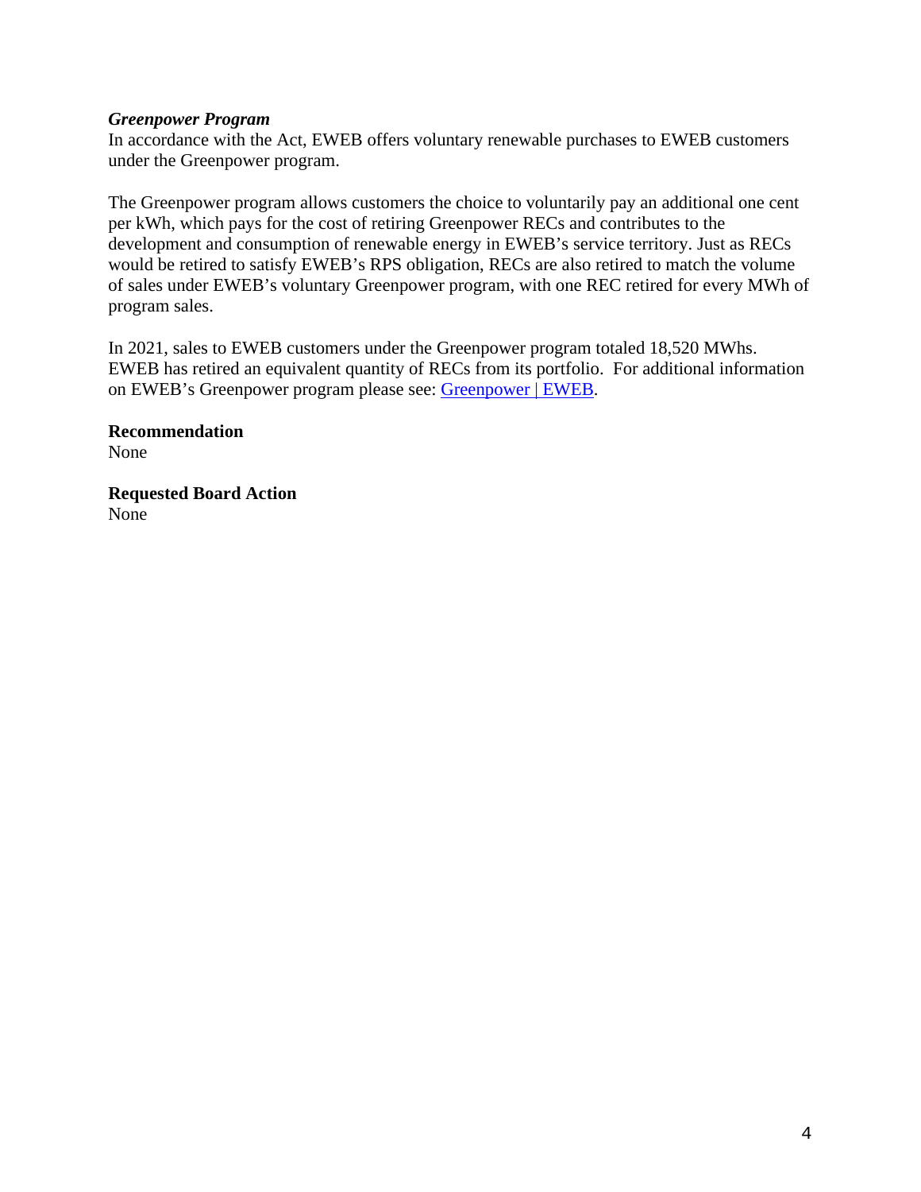***Greenpower Program***

In accordance with the Act, EWEB offers voluntary renewable purchases to EWEB customers under the Greenpower program.

The Greenpower program allows customers the choice to voluntarily pay an additional one cent per kWh, which pays for the cost of retiring Greenpower RECs and contributes to the development and consumption of renewable energy in EWEB's service territory. Just as RECs would be retired to satisfy EWEB's RPS obligation, RECs are also retired to match the volume of sales under EWEB's voluntary Greenpower program, with one REC retired for every MWh of program sales.

In 2021, sales to EWEB customers under the Greenpower program totaled 18,520 MWhs. EWEB has retired an equivalent quantity of RECs from its portfolio. For additional information on EWEB's Greenpower program please see: Greenpower | EWEB.

**Recommendation**

None

**Requested Board Action**

None